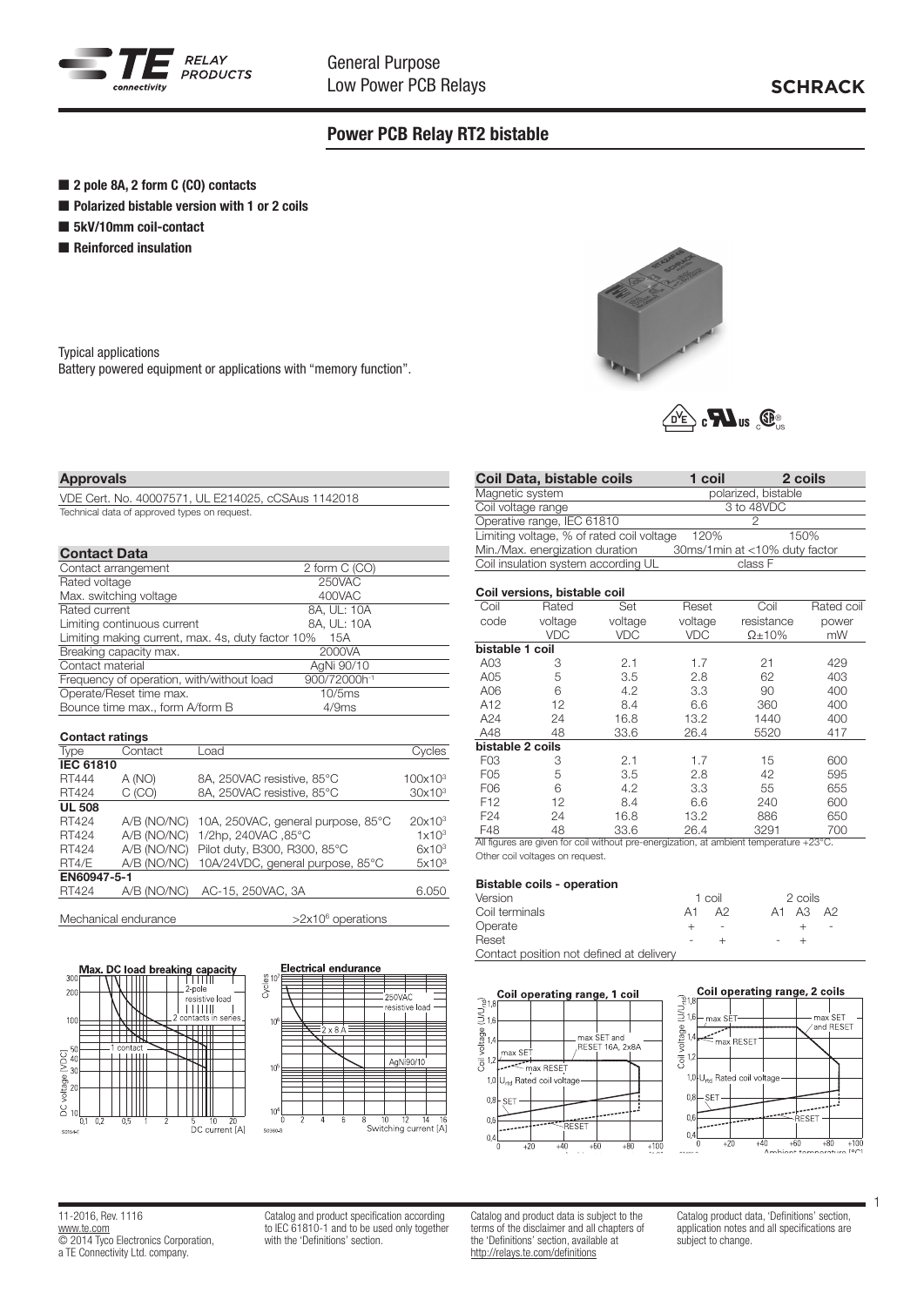General Purpose
Low Power PCB Relays

SCHRACK

## Power PCB Relay RT2 bistable

- **2 pole 8A, 2 form C (CO) contacts**
- **Polarized bistable version with 1 or 2 coils**
- **5kV/10mm coil-contact**
- **Reinforced insulation**

Typical applications
Battery powered equipment or applications with "memory function".

### Approvals

VDE Cert. No. 40007571, UL E214025, cCSAus 1142018
Technical data of approved types on request.

### Contact Data

| | |
|---|---|
| Contact arrangement | 2 form C (CO) |
| Rated voltage | 250VAC |
| Max. switching voltage | 400VAC |
| Rated current | 8A, UL: 10A |
| Limiting continuous current | 8A, UL: 10A |
| Limiting making current, max. 4s, duty factor 10% | 15A |
| Breaking capacity max. | 2000VA |
| Contact material | AgNi 90/10 |
| Frequency of operation, with/without load | 900/72000h$^{-1}$ |
| Operate/Reset time max. | 10/5ms |
| Bounce time max., form A/form B | 4/9ms |

### Contact ratings

| Type | Contact | Load | Cycles |
|---|---|---|---|
| **IEC 61810** | | | |
| RT444 | A (NO) | 8A, 250VAC resistive, 85°C | 100x10$^3$ |
| RT424 | C (CO) | 8A, 250VAC resistive, 85°C | 30x10$^3$ |
| **UL 508** | | | |
| RT424 | A/B (NO/NC) | 10A, 250VAC, general purpose, 85°C | 20x10$^3$ |
| RT424 | A/B (NO/NC) | 1/2hp, 240VAC ,85°C | 1x10$^3$ |
| RT424 | A/B (NO/NC) | Pilot duty, B300, R300, 85°C | 6x10$^3$ |
| RT4/E | A/B (NO/NC) | 10A/24VDC, general purpose, 85°C | 5x10$^3$ |
| **EN60947-5-1** | | | |
| RT424 | A/B (NO/NC) | AC-15, 250VAC, 3A | 6.050 |

Mechanical endurance >2x10$^6$ operations

**Max. DC load breaking capacity**

**Electrical endurance**

### Coil Data, bistable coils

| | 1 coil | 2 coils |
|---|---|---|
| Magnetic system | polarized, bistable | |
| Coil voltage range | 3 to 48VDC | |
| Operative range, IEC 61810 | 2 | |
| Limiting voltage, % of rated coil voltage | 120% | 150% |
| Min./Max. energization duration | 30ms/1min at <10% duty factor | |
| Coil insulation system according UL | class F | |

### Coil versions, bistable coil

| Coil code | Rated voltage VDC | Set voltage VDC | Reset voltage VDC | Coil resistance Ω±10% | Rated coil power mW |
|---|---|---|---|---|---|
| **bistable 1 coil** | | | | | |
| A03 | 3 | 2.1 | 1.7 | 21 | 429 |
| A05 | 5 | 3.5 | 2.8 | 62 | 403 |
| A06 | 6 | 4.2 | 3.3 | 90 | 400 |
| A12 | 12 | 8.4 | 6.6 | 360 | 400 |
| A24 | 24 | 16.8 | 13.2 | 1440 | 400 |
| A48 | 48 | 33.6 | 26.4 | 5520 | 417 |
| **bistable 2 coils** | | | | | |
| F03 | 3 | 2.1 | 1.7 | 15 | 600 |
| F05 | 5 | 3.5 | 2.8 | 42 | 595 |
| F06 | 6 | 4.2 | 3.3 | 55 | 655 |
| F12 | 12 | 8.4 | 6.6 | 240 | 600 |
| F24 | 24 | 16.8 | 13.2 | 886 | 650 |
| F48 | 48 | 33.6 | 26.4 | 3291 | 700 |

All figures are given for coil without pre-energization, at ambient temperature +23°C.
Other coil voltages on request.

### Bistable coils - operation

| Version | 1 coil | | 2 coils | | |
|---|---|---|---|---|---|
| Coil terminals | A1 | A2 | A1 | A3 | A2 |
| Operate | + | - | | + | - |
| Reset | - | + | - | + | |

Contact position not defined at delivery

**Coil operating range, 1 coil**

**Coil operating range, 2 coils**

11-2016, Rev. 1116
www.te.com
© 2014 Tyco Electronics Corporation, a TE Connectivity Ltd. company.

Catalog and product specification according to IEC 61810-1 and to be used only together with the 'Definitions' section.

Catalog and product data is subject to the terms of the disclaimer and all chapters of the 'Definitions' section, available at http://relays.te.com/definitions

Catalog product data, 'Definitions' section, application notes and all specifications are subject to change.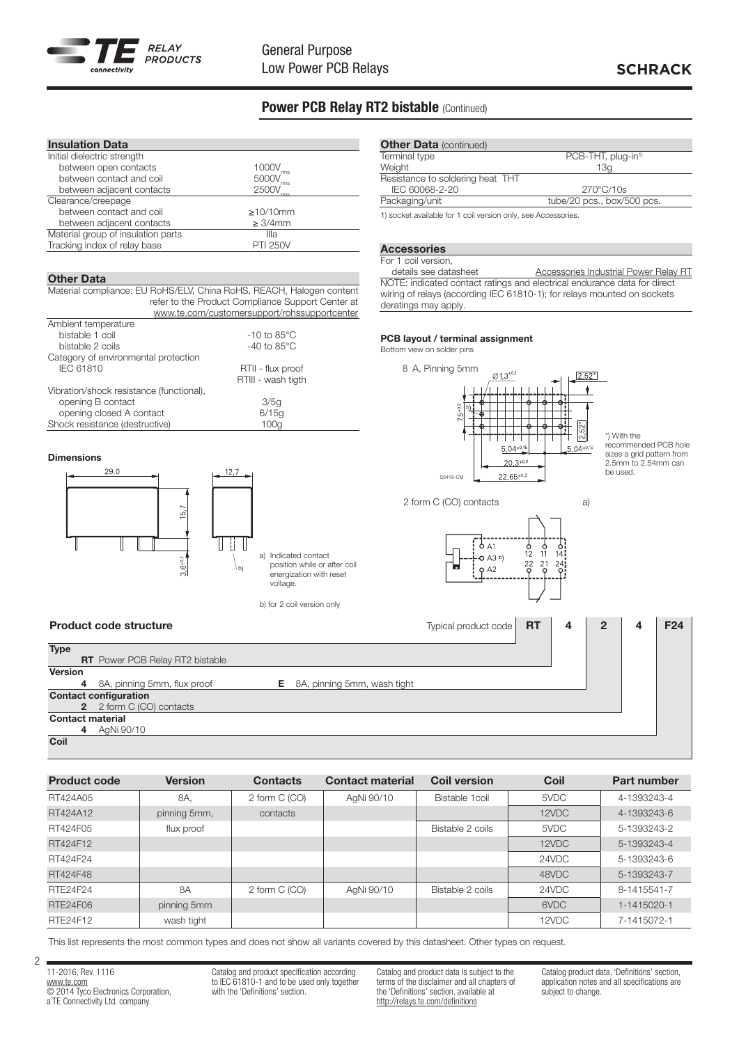## Power PCB Relay RT2 bistable (Continued)

### Insulation Data

| | |
|---|---|
| Initial dielectric strength | |
| between open contacts | $1000V_{rms}$ |
| between contact and coil | $5000V_{rms}$ |
| between adjacent contacts | $2500V_{rms}$ |
| Clearance/creepage | |
| between contact and coil | ≥10/10mm |
| between adjacent contacts | ≥ 3/4mm |
| Material group of insulation parts | IIIa |
| Tracking index of relay base | PTI 250V |

### Other Data

Material compliance: EU RoHS/ELV, China RoHS, REACH, Halogen content refer to the Product Compliance Support Center at www.te.com/customersupport/rohssupportcenter

| | |
|---|---|
| Ambient temperature | |
| bistable 1 coil | -10 to 85°C |
| bistable 2 coils | -40 to 85°C |
| Category of environmental protection | |
| IEC 61810 | RTII - flux proof<br>RTIII - wash tigth |
| Vibration/shock resistance (functional), | |
| opening B contact | 3/5g |
| opening closed A contact | 6/15g |
| Shock resistance (destructive) | 100g |

### Other Data (continued)

| | |
|---|---|
| Terminal type | PCB-THT, plug-in[1] |
| Weight | 13g |
| Resistance to soldering heat THT | |
| IEC 60068-2-20 | 270°C/10s |
| Packaging/unit | tube/20 pcs., box/500 pcs. |

1) socket available for 1 coil version only, see Accessories.

### Accessories

| | |
|---|---|
| For 1 coil version, details see datasheet | Accessories Industrial Power Relay RT |

NOTE: indicated contact ratings and electrical endurance data for direct wiring of relays (according IEC 61810-1); for relays mounted on sockets deratings may apply.

### Dimensions

29,0
12,7
15,7
3,6±0.2

a) Indicated contact position while or after coil energization with reset voltage.

b) for 2 coil version only

### PCB layout / terminal assignment

Bottom view on solder pins

8 A, Pinning 5mm

Ø1,3+0,1
2,52*
7,5±0.2
2,52*
5,04±0,15
5,04±0,15
20,3±0.2
22,65±0.2
S0418-CM

*) With the recommended PCB hole sizes a grid pattern from 2.5mm to 2.54mm can be used.

2 form C (CO) contacts a)

A1
A3 b)
A2
12 11 14
22 21 24

### Product code structure

Typical product code: RT 4 2 4 F24

**Type**
- **RT** Power PCB Relay RT2 bistable

**Version**
- **4** 8A, pinning 5mm, flux proof
- **E** 8A, pinning 5mm, wash tight

**Contact configuration**
- **2** 2 form C (CO) contacts

**Contact material**
- **4** AgNi 90/10

**Coil**

| Product code | Version | Contacts | Contact material | Coil version | Coil | Part number |
|---|---|---|---|---|---|---|
| RT424A05 | 8A, | 2 form C (CO) | AgNi 90/10 | Bistable 1coil | 5VDC | 4-1393243-4 |
| RT424A12 | pinning 5mm, | contacts | | | 12VDC | 4-1393243-6 |
| RT424F05 | flux proof | | | Bistable 2 coils | 5VDC | 5-1393243-2 |
| RT424F12 | | | | | 12VDC | 5-1393243-4 |
| RT424F24 | | | | | 24VDC | 5-1393243-6 |
| RT424F48 | | | | | 48VDC | 5-1393243-7 |
| RTE24F24 | 8A | 2 form C (CO) | AgNi 90/10 | Bistable 2 coils | 24VDC | 8-1415541-7 |
| RTE24F06 | pinning 5mm | | | | 6VDC | 1-1415020-1 |
| RTE24F12 | wash tight | | | | 12VDC | 7-1415072-1 |

This list represents the most common types and does not show all variants covered by this datasheet. Other types on request.

11-2016, Rev. 1116
www.te.com
© 2014 Tyco Electronics Corporation, a TE Connectivity Ltd. company.

Catalog and product specification according to IEC 61810-1 and to be used only together with the 'Definitions' section.

Catalog and product data is subject to the terms of the disclaimer and all chapters of the 'Definitions' section, available at http://relays.te.com/definitions

Catalog product data, 'Definitions' section, application notes and all specifications are subject to change.